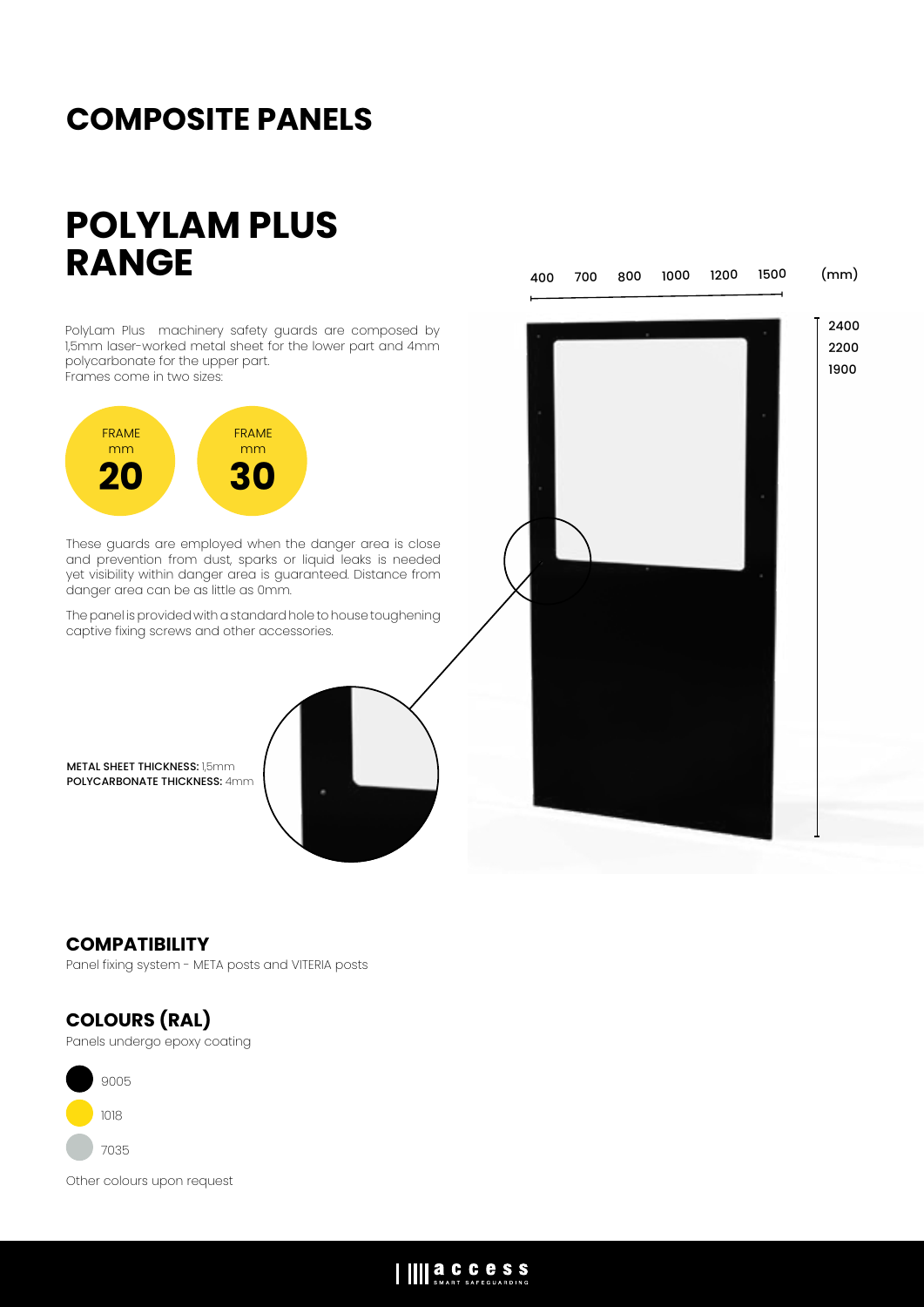# COMPOSITE PANELS

# POLYLAM PLUS RANGE

PolyLam Plus machinery safety guards are composed by 1,5mm laser-worked metal sheet for the lower part and 4mm polycarbonate for the upper part.
Frames come in two sizes:

FRAME mm **20**

FRAME mm **30**

These guards are employed when the danger area is close and prevention from dust, sparks or liquid leaks is needed yet visibility within danger area is guaranteed. Distance from danger area can be as little as 0mm.

The panel is provided with a standard hole to house toughening captive fixing screws and other accessories.

**METAL SHEET THICKNESS:** 1,5mm
**POLYCARBONATE THICKNESS:** 4mm

400 700 800 1000 1200 1500 (mm)

2400
2200
1900

## COMPATIBILITY

Panel fixing system - META posts and VITERIA posts

## COLOURS (RAL)

Panels undergo epoxy coating

- 9005
- 1018
- 7035

Other colours upon request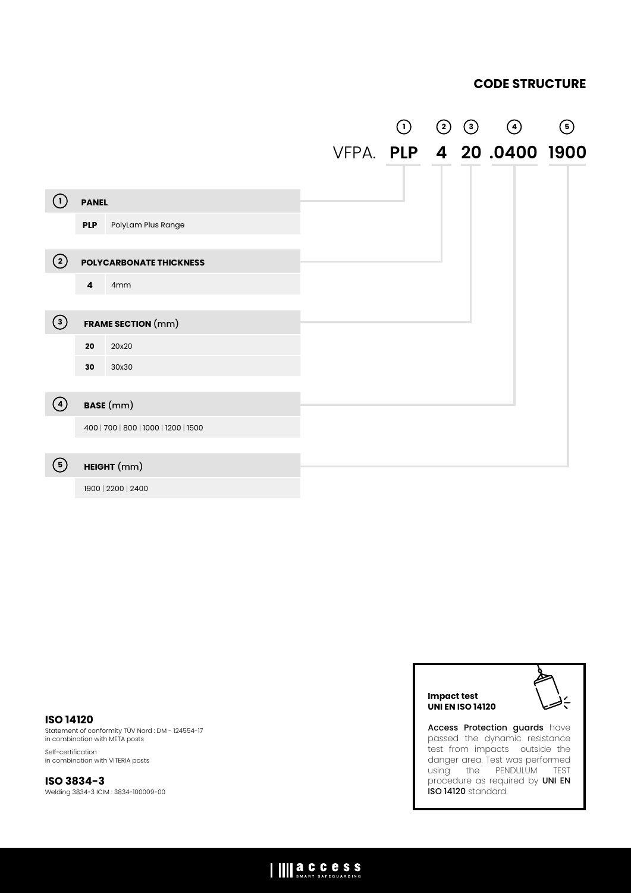## CODE STRUCTURE

VFPA. **PLP** **4** **20** **.0400** **1900**

(1) PLP — (2) 4 — (3) 20 — (4) .0400 — (5) 1900

### ① PANEL

| | |
|---|---|
| **PLP** | PolyLam Plus Range |

### ② POLYCARBONATE THICKNESS

| | |
|---|---|
| **4** | 4mm |

### ③ FRAME SECTION (mm)

| | |
|---|---|
| **20** | 20x20 |
| **30** | 30x30 |

### ④ BASE (mm)

400 | 700 | 800 | 1000 | 1200 | 1500

### ⑤ HEIGHT (mm)

1900 | 2200 | 2400

**ISO 14120**

Statement of conformity TÜV Nord : DM - 124554-17
in combination with META posts

Self-certification
in combination with VITERIA posts

**ISO 3834-3**

Welding 3834-3 ICIM : 3834-100009-00

**Impact test**
**UNI EN ISO 14120**

**Access Protection guards** have passed the dynamic resistance test from impacts outside the danger area. Test was performed using the PENDULUM TEST procedure as required by **UNI EN ISO 14120** standard.